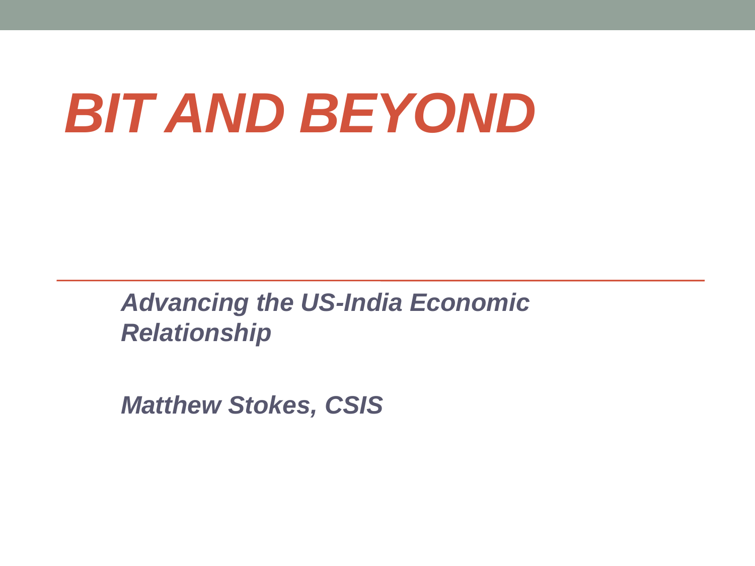# *BIT AND BEYOND*

***Advancing the US-India Economic Relationship***

***Matthew Stokes, CSIS***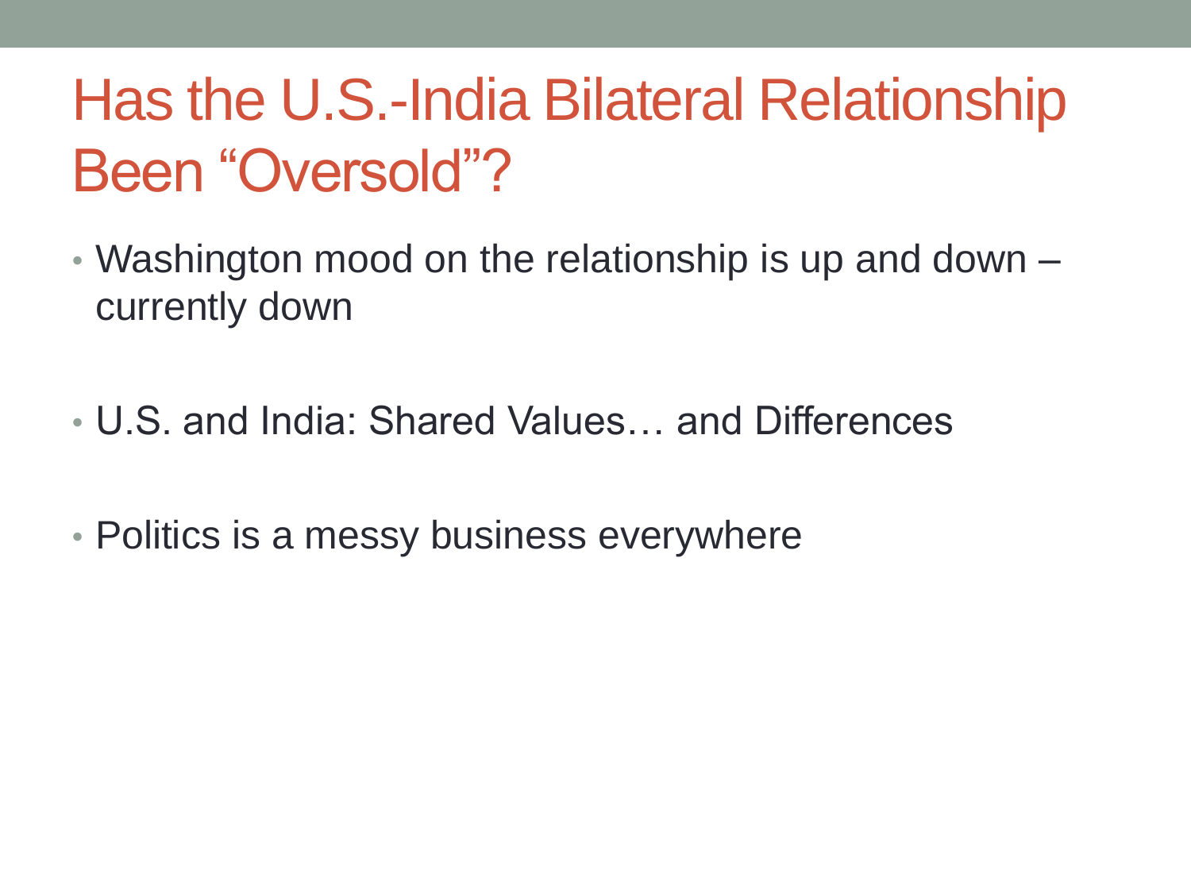# Has the U.S.-India Bilateral Relationship Been "Oversold"?

- Washington mood on the relationship is up and down – currently down
- U.S. and India: Shared Values… and Differences
- Politics is a messy business everywhere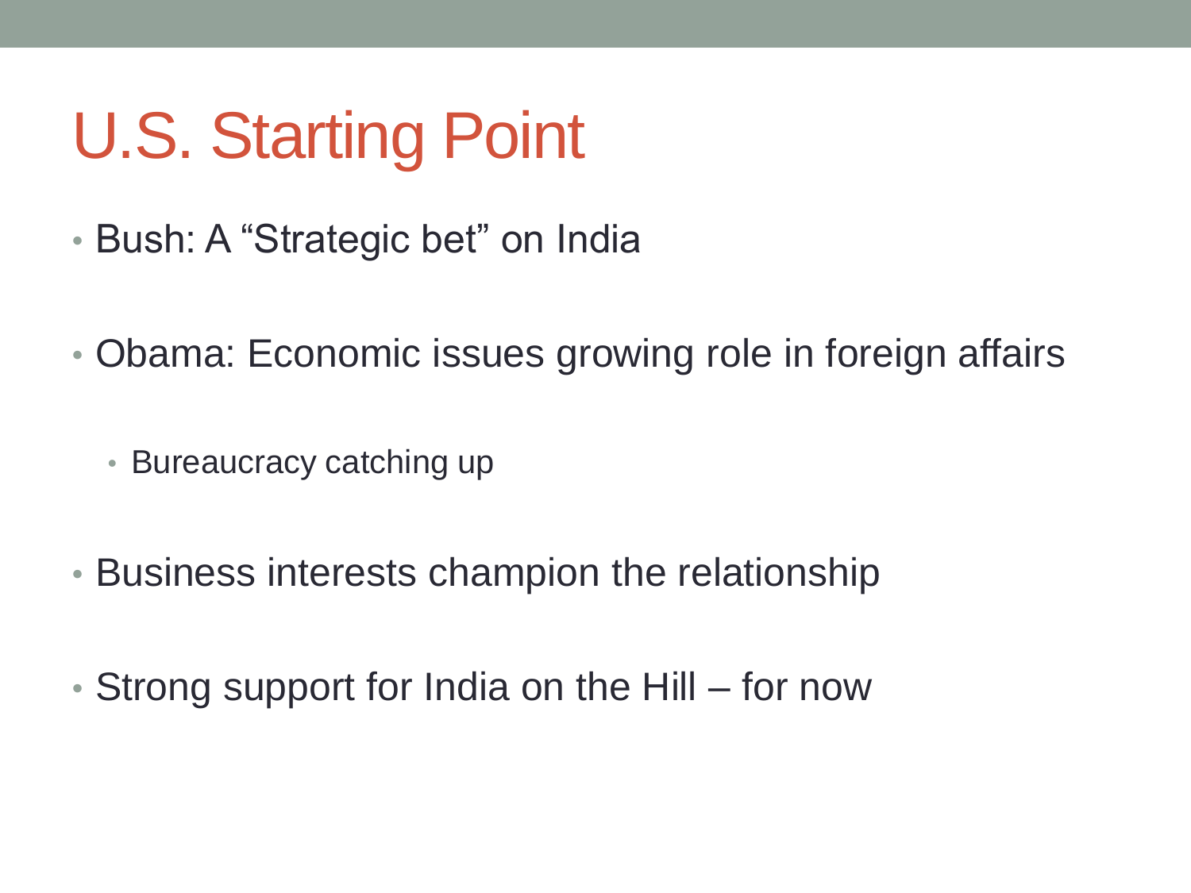# U.S. Starting Point

- Bush: A “Strategic bet” on India
- Obama: Economic issues growing role in foreign affairs
  - Bureaucracy catching up
- Business interests champion the relationship
- Strong support for India on the Hill – for now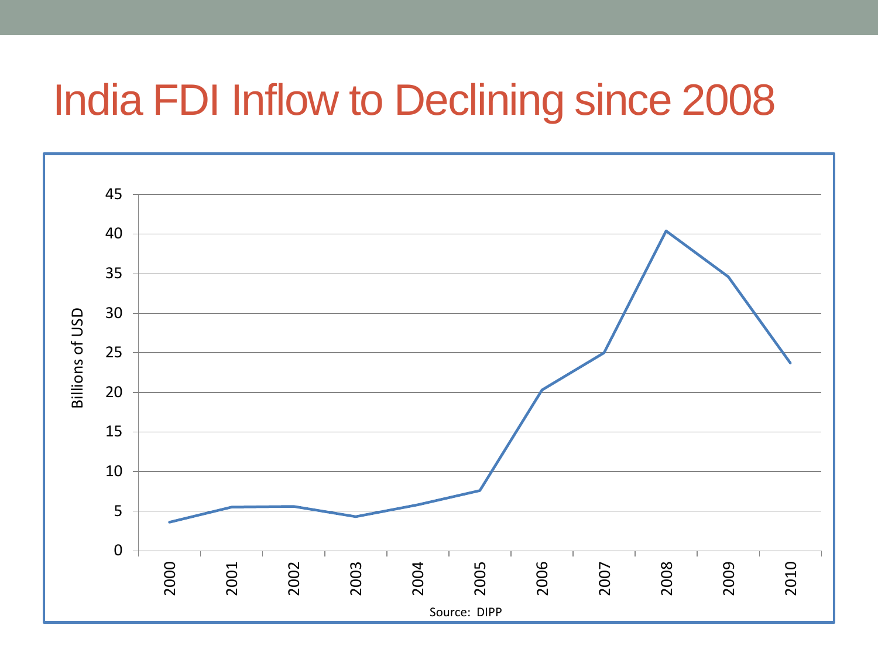# India FDI Inflow to Declining since 2008

Billions of USD

45
40
35
30
25
20
15
10
5
0

2000 2001 2002 2003 2004 2005 2006 2007 2008 2009 2010

Source: DIPP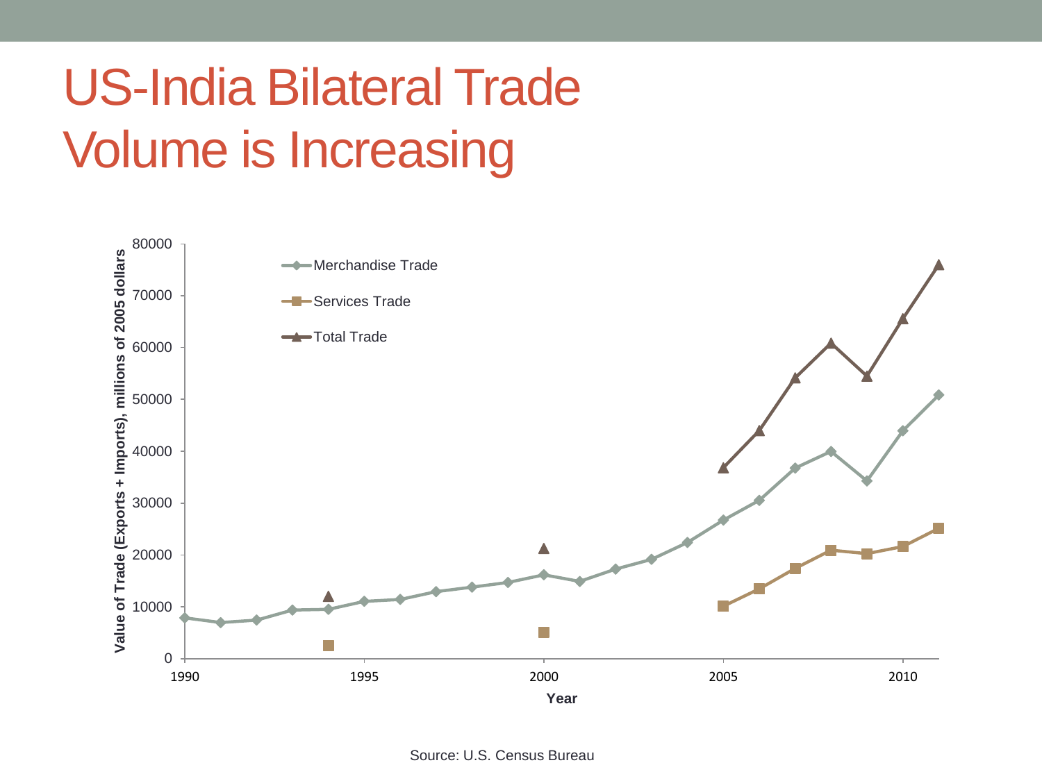# US-India Bilateral Trade Volume is Increasing

Source: U.S. Census Bureau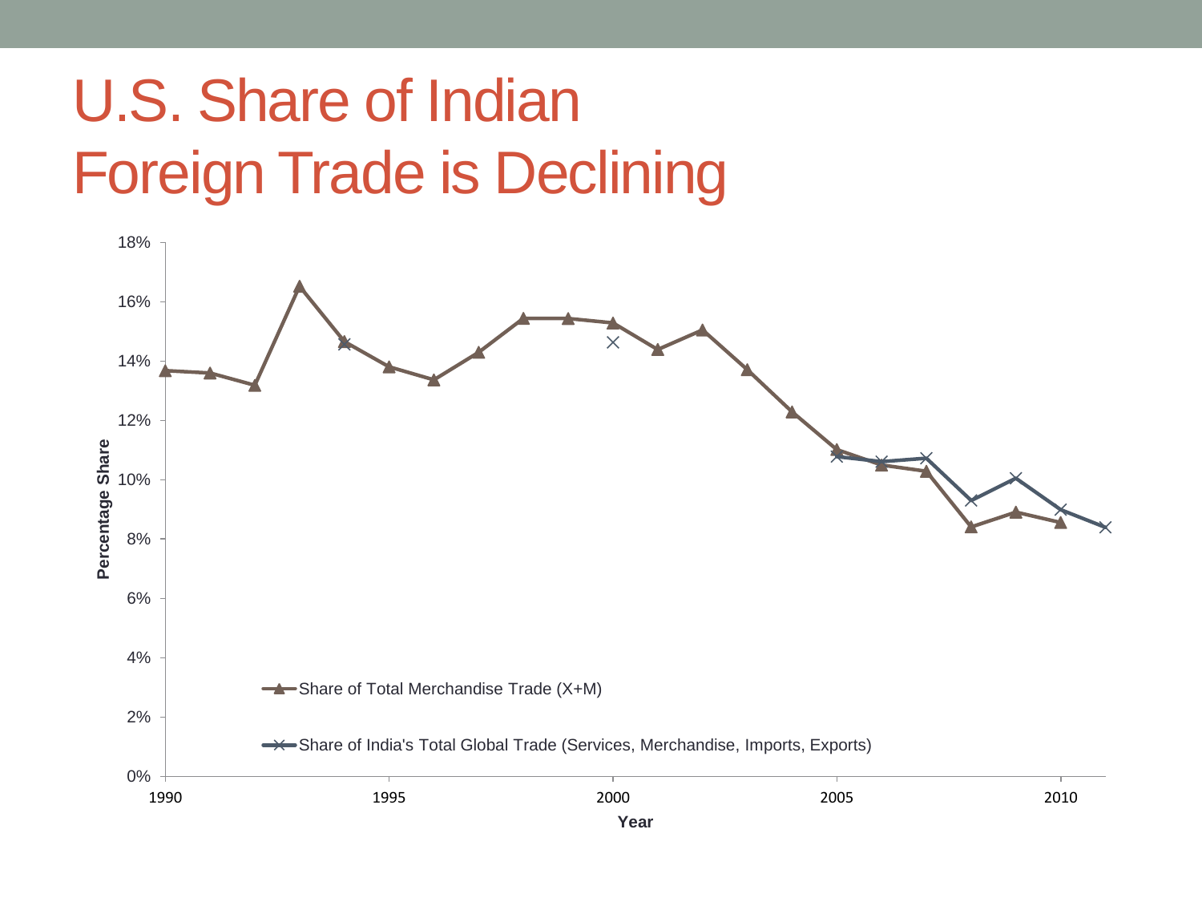# U.S. Share of Indian Foreign Trade is Declining

Percentage Share

18%
16%
14%
12%
10%
8%
6%
4%
2%
0%

1990 1995 2000 2005 2010

Year

Share of Total Merchandise Trade (X+M)

Share of India's Total Global Trade (Services, Merchandise, Imports, Exports)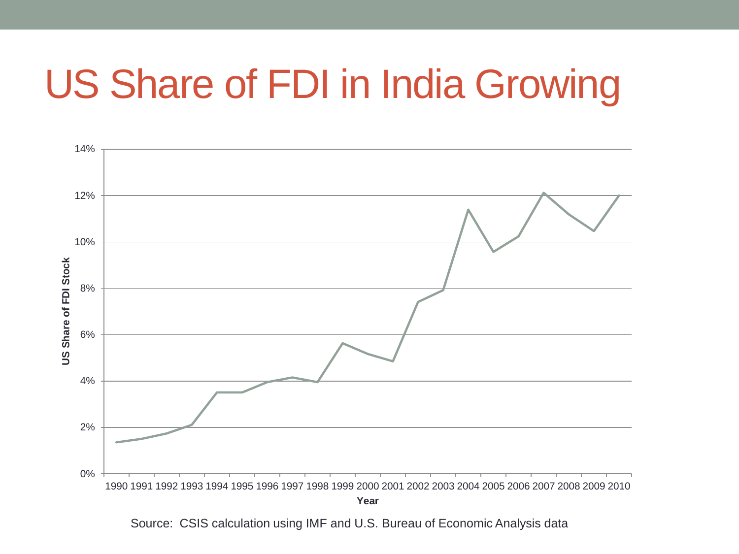# US Share of FDI in India Growing

US Share of FDI Stock

14%
12%
10%
8%
6%
4%
2%
0%

1990 1991 1992 1993 1994 1995 1996 1997 1998 1999 2000 2001 2002 2003 2004 2005 2006 2007 2008 2009 2010

Year

Source: CSIS calculation using IMF and U.S. Bureau of Economic Analysis data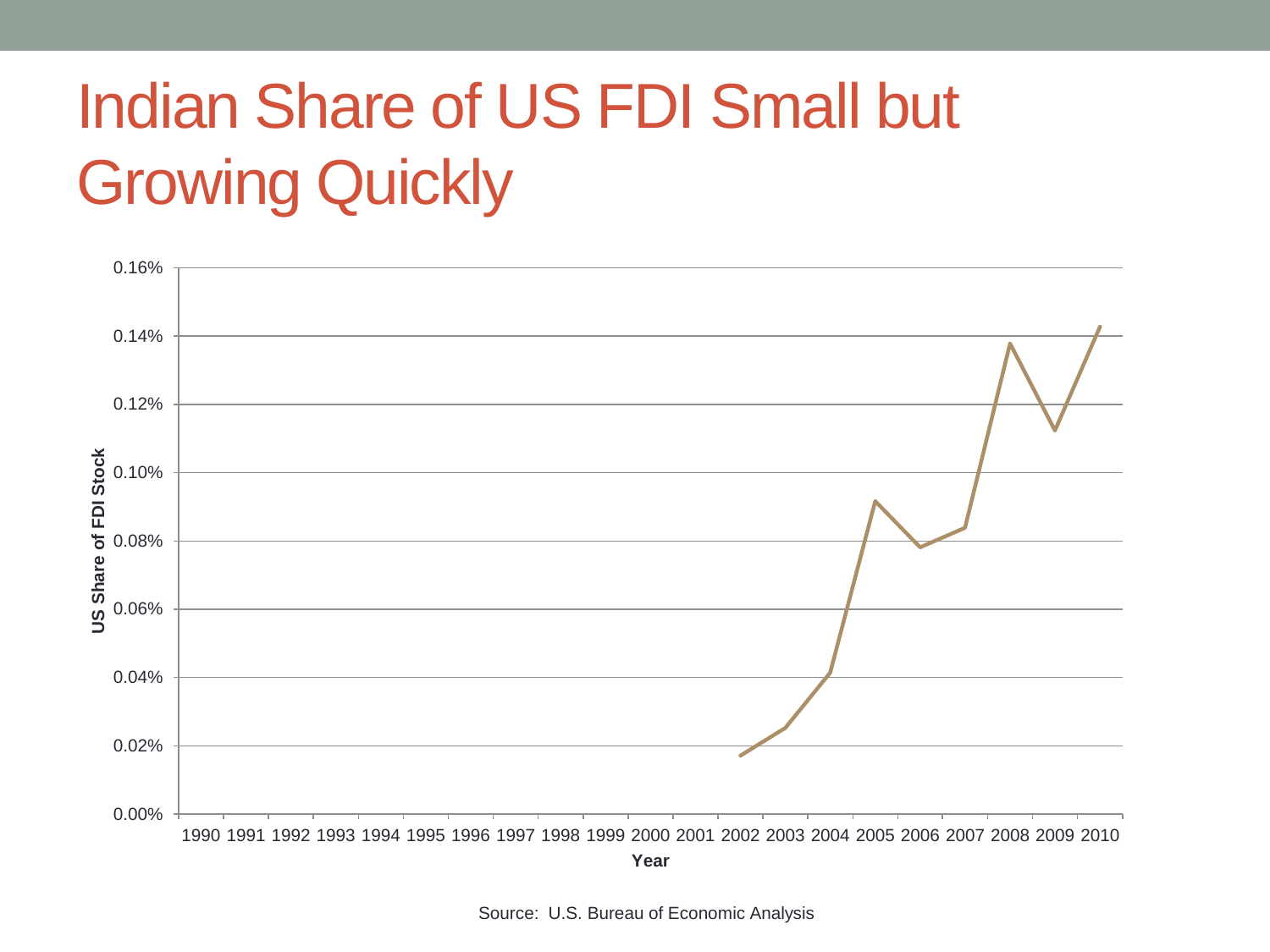# Indian Share of US FDI Small but Growing Quickly

Source: U.S. Bureau of Economic Analysis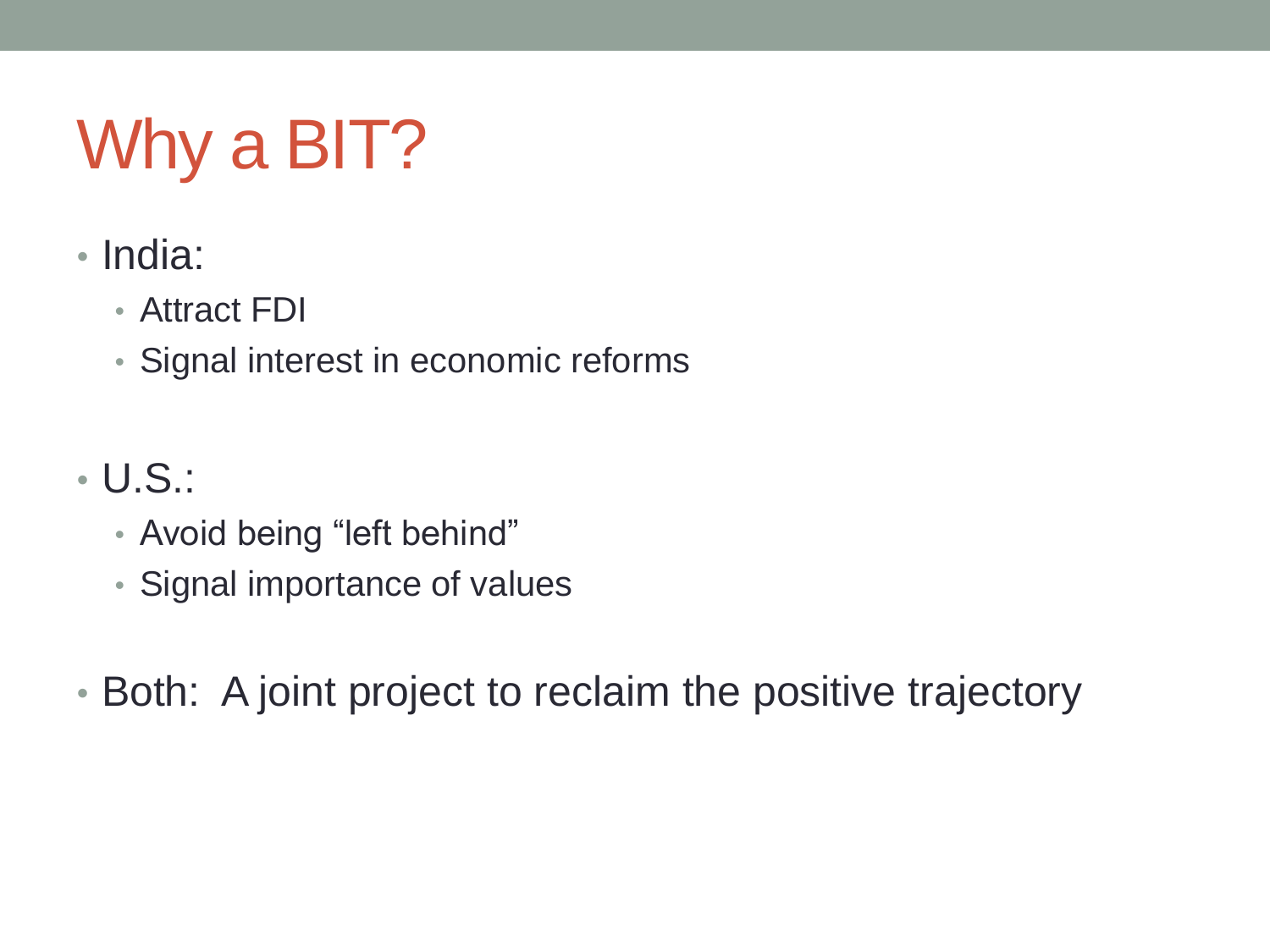# Why a BIT?

- India:
  - Attract FDI
  - Signal interest in economic reforms

- U.S.:
  - Avoid being “left behind”
  - Signal importance of values

- Both: A joint project to reclaim the positive trajectory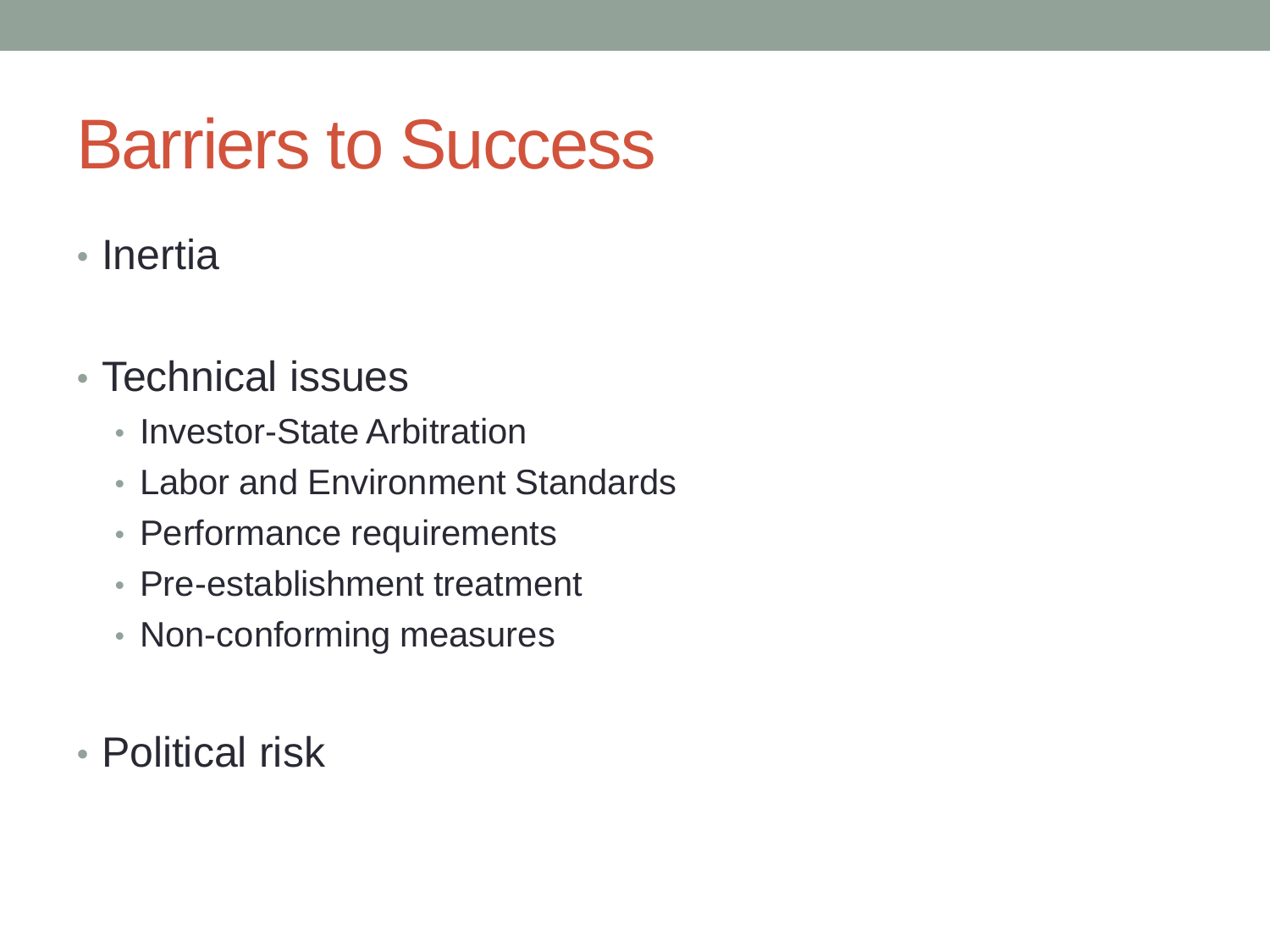# Barriers to Success

- Inertia
- Technical issues
  - Investor-State Arbitration
  - Labor and Environment Standards
  - Performance requirements
  - Pre-establishment treatment
  - Non-conforming measures
- Political risk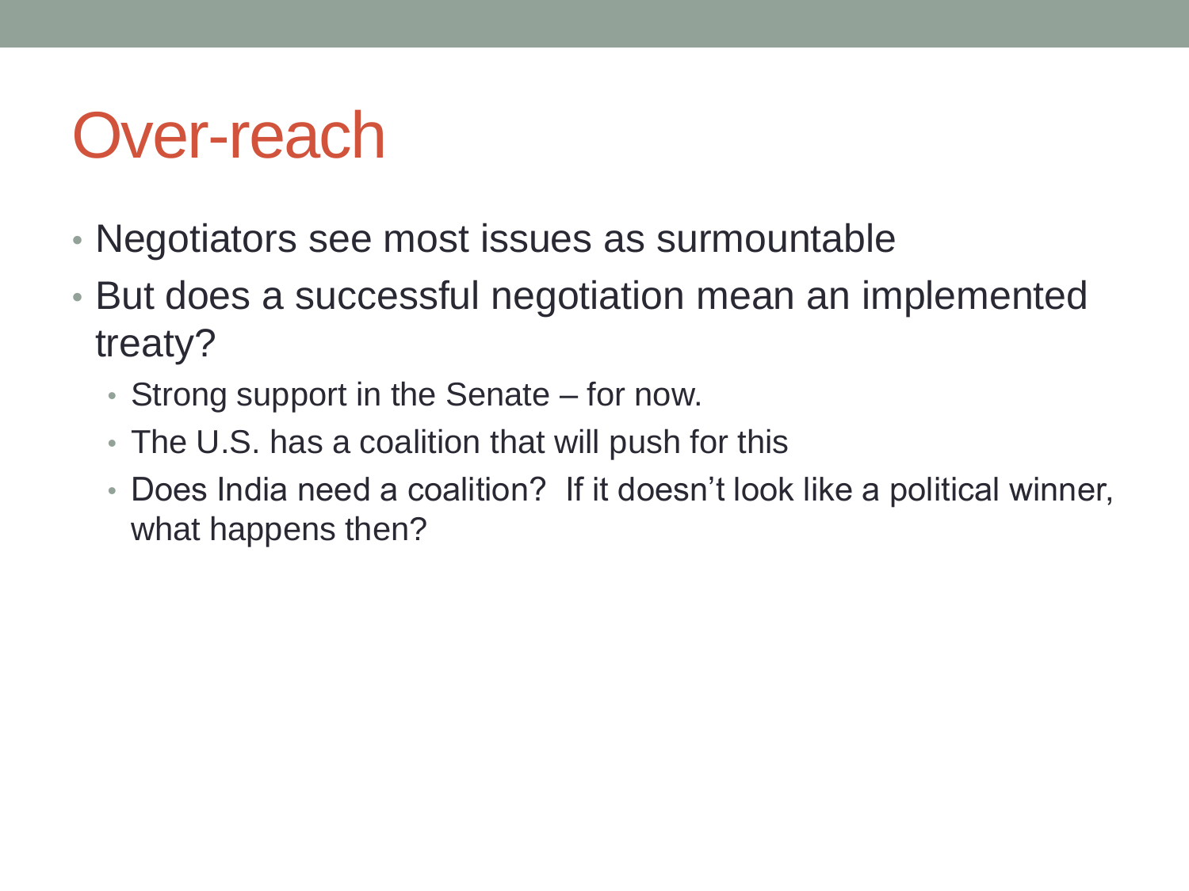# Over-reach

- Negotiators see most issues as surmountable
- But does a successful negotiation mean an implemented treaty?
  - Strong support in the Senate – for now.
  - The U.S. has a coalition that will push for this
  - Does India need a coalition?  If it doesn't look like a political winner, what happens then?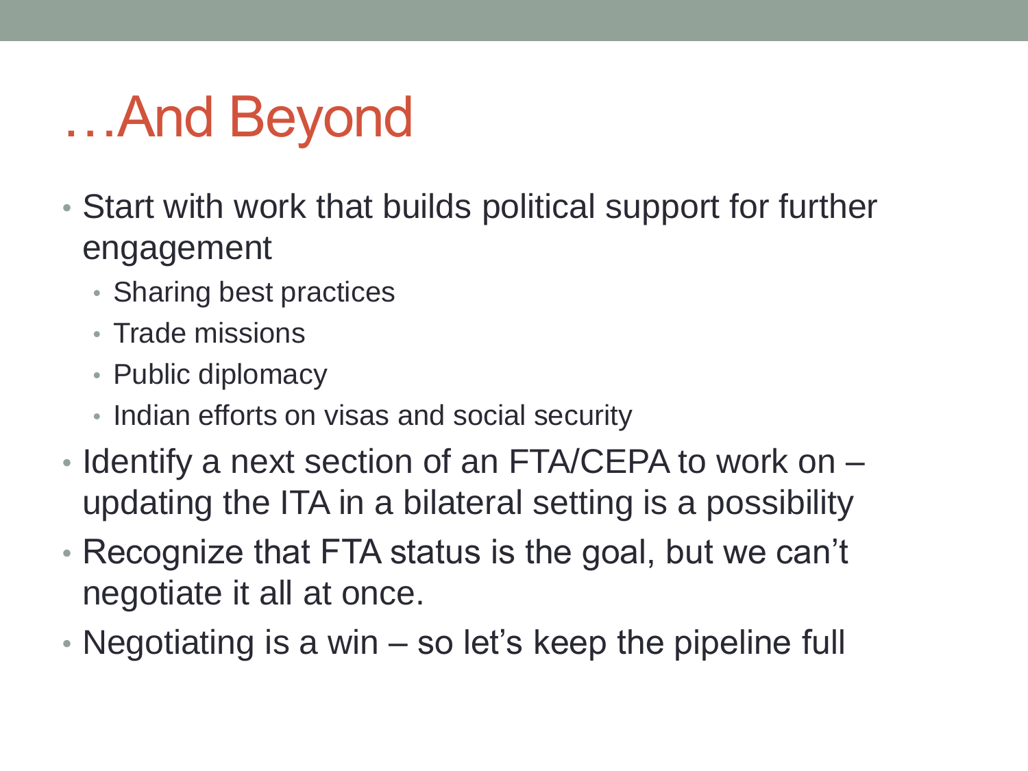# …And Beyond

- Start with work that builds political support for further engagement
  - Sharing best practices
  - Trade missions
  - Public diplomacy
  - Indian efforts on visas and social security
- Identify a next section of an FTA/CEPA to work on – updating the ITA in a bilateral setting is a possibility
- Recognize that FTA status is the goal, but we can't negotiate it all at once.
- Negotiating is a win – so let's keep the pipeline full